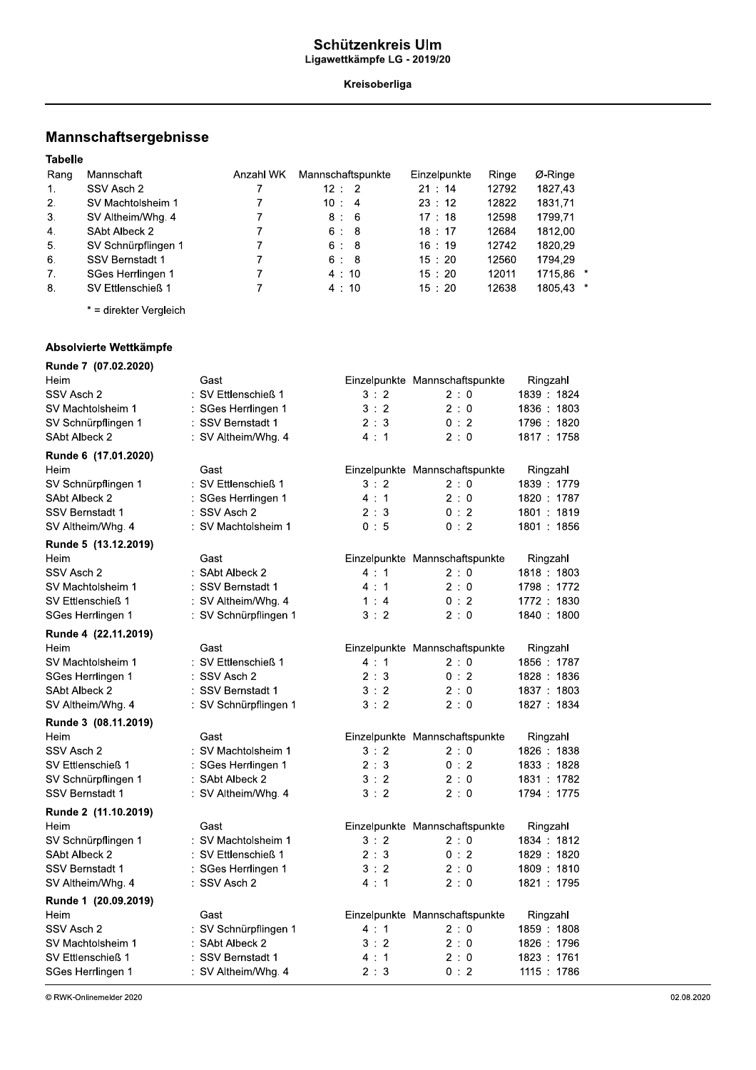# Schützenkreis Ulm

Ligawettkämpfe LG - 2019/20

Kreisoberliga

## Mannschaftsergebnisse

### Tabelle

| Rang | Mannschaft | Anzahl WK | Mannschaftspunkte | Einzelpunkte | Ringe | Ø-Ringe |
|---|---|---|---|---|---|---|
| 1. | SSV Asch 2 | 7 | 12 : 2 | 21 : 14 | 12792 | 1827,43 |
| 2. | SV Machtolsheim 1 | 7 | 10 : 4 | 23 : 12 | 12822 | 1831,71 |
| 3. | SV Altheim/Whg. 4 | 7 | 8 : 6 | 17 : 18 | 12598 | 1799,71 |
| 4. | SAbt Albeck 2 | 7 | 6 : 8 | 18 : 17 | 12684 | 1812,00 |
| 5. | SV Schnürpflingen 1 | 7 | 6 : 8 | 16 : 19 | 12742 | 1820,29 |
| 6. | SSV Bernstadt 1 | 7 | 6 : 8 | 15 : 20 | 12560 | 1794,29 |
| 7. | SGes Herrlingen 1 | 7 | 4 : 10 | 15 : 20 | 12011 | 1715,86 * |
| 8. | SV Ettlenschieß 1 | 7 | 4 : 10 | 15 : 20 | 12638 | 1805,43 * |

* = direkter Vergleich

### Absolvierte Wettkämpfe

**Runde 7 (07.02.2020)**

| Heim | Gast | Einzelpunkte | Mannschaftspunkte | Ringzahl |
|---|---|---|---|---|
| SSV Asch 2 | : SV Ettlenschieß 1 | 3 : 2 | 2 : 0 | 1839 : 1824 |
| SV Machtolsheim 1 | : SGes Herrlingen 1 | 3 : 2 | 2 : 0 | 1836 : 1803 |
| SV Schnürpflingen 1 | : SSV Bernstadt 1 | 2 : 3 | 0 : 2 | 1796 : 1820 |
| SAbt Albeck 2 | : SV Altheim/Whg. 4 | 4 : 1 | 2 : 0 | 1817 : 1758 |

**Runde 6 (17.01.2020)**

| Heim | Gast | Einzelpunkte | Mannschaftspunkte | Ringzahl |
|---|---|---|---|---|
| SV Schnürpflingen 1 | : SV Ettlenschieß 1 | 3 : 2 | 2 : 0 | 1839 : 1779 |
| SAbt Albeck 2 | : SGes Herrlingen 1 | 4 : 1 | 2 : 0 | 1820 : 1787 |
| SSV Bernstadt 1 | : SSV Asch 2 | 2 : 3 | 0 : 2 | 1801 : 1819 |
| SV Altheim/Whg. 4 | : SV Machtolsheim 1 | 0 : 5 | 0 : 2 | 1801 : 1856 |

**Runde 5 (13.12.2019)**

| Heim | Gast | Einzelpunkte | Mannschaftspunkte | Ringzahl |
|---|---|---|---|---|
| SSV Asch 2 | : SAbt Albeck 2 | 4 : 1 | 2 : 0 | 1818 : 1803 |
| SV Machtolsheim 1 | : SSV Bernstadt 1 | 4 : 1 | 2 : 0 | 1798 : 1772 |
| SV Ettlenschieß 1 | : SV Altheim/Whg. 4 | 1 : 4 | 0 : 2 | 1772 : 1830 |
| SGes Herrlingen 1 | : SV Schnürpflingen 1 | 3 : 2 | 2 : 0 | 1840 : 1800 |

**Runde 4 (22.11.2019)**

| Heim | Gast | Einzelpunkte | Mannschaftspunkte | Ringzahl |
|---|---|---|---|---|
| SV Machtolsheim 1 | : SV Ettlenschieß 1 | 4 : 1 | 2 : 0 | 1856 : 1787 |
| SGes Herrlingen 1 | : SSV Asch 2 | 2 : 3 | 0 : 2 | 1828 : 1836 |
| SAbt Albeck 2 | : SSV Bernstadt 1 | 3 : 2 | 2 : 0 | 1837 : 1803 |
| SV Altheim/Whg. 4 | : SV Schnürpflingen 1 | 3 : 2 | 2 : 0 | 1827 : 1834 |

**Runde 3 (08.11.2019)**

| Heim | Gast | Einzelpunkte | Mannschaftspunkte | Ringzahl |
|---|---|---|---|---|
| SSV Asch 2 | : SV Machtolsheim 1 | 3 : 2 | 2 : 0 | 1826 : 1838 |
| SV Ettlenschieß 1 | : SGes Herrlingen 1 | 2 : 3 | 0 : 2 | 1833 : 1828 |
| SV Schnürpflingen 1 | : SAbt Albeck 2 | 3 : 2 | 2 : 0 | 1831 : 1782 |
| SSV Bernstadt 1 | : SV Altheim/Whg. 4 | 3 : 2 | 2 : 0 | 1794 : 1775 |

**Runde 2 (11.10.2019)**

| Heim | Gast | Einzelpunkte | Mannschaftspunkte | Ringzahl |
|---|---|---|---|---|
| SV Schnürpflingen 1 | : SV Machtolsheim 1 | 3 : 2 | 2 : 0 | 1834 : 1812 |
| SAbt Albeck 2 | : SV Ettlenschieß 1 | 2 : 3 | 0 : 2 | 1829 : 1820 |
| SSV Bernstadt 1 | : SGes Herrlingen 1 | 3 : 2 | 2 : 0 | 1809 : 1810 |
| SV Altheim/Whg. 4 | : SSV Asch 2 | 4 : 1 | 2 : 0 | 1821 : 1795 |

**Runde 1 (20.09.2019)**

| Heim | Gast | Einzelpunkte | Mannschaftspunkte | Ringzahl |
|---|---|---|---|---|
| SSV Asch 2 | : SV Schnürpflingen 1 | 4 : 1 | 2 : 0 | 1859 : 1808 |
| SV Machtolsheim 1 | : SAbt Albeck 2 | 3 : 2 | 2 : 0 | 1826 : 1796 |
| SV Ettlenschieß 1 | : SSV Bernstadt 1 | 4 : 1 | 2 : 0 | 1823 : 1761 |
| SGes Herrlingen 1 | : SV Altheim/Whg. 4 | 2 : 3 | 0 : 2 | 1115 : 1786 |

© RWK-Onlinemelder 2020

02.08.2020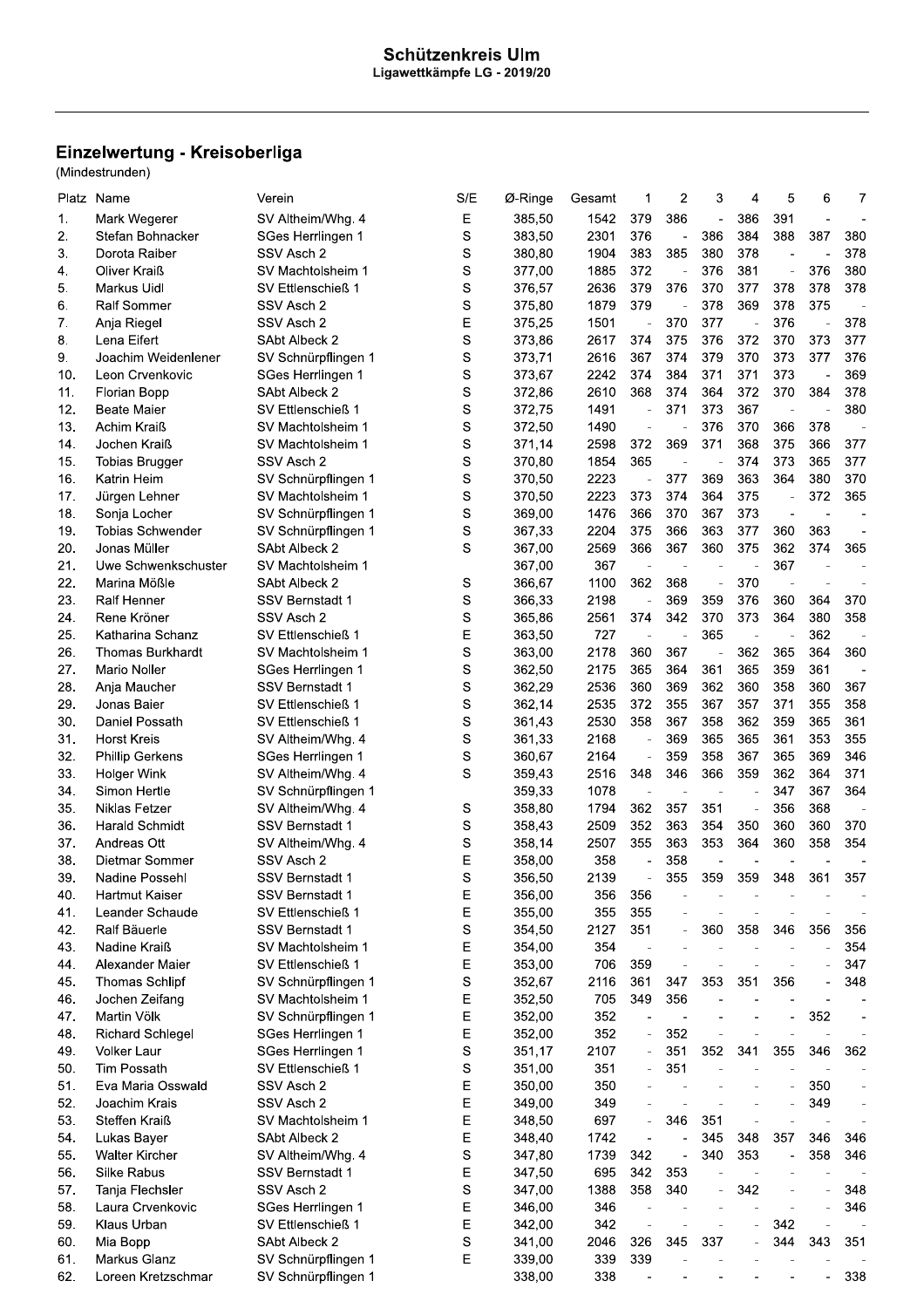# Schützenkreis Ulm

Ligawettkämpfe LG - 2019/20

## Einzelwertung - Kreisoberliga

(Mindestrunden)

| Platz | Name | Verein | S/E | Ø-Ringe | Gesamt | 1 | 2 | 3 | 4 | 5 | 6 | 7 |
|---|---|---|---|---|---|---|---|---|---|---|---|---|
| 1. | Mark Wegerer | SV Altheim/Whg. 4 | E | 385,50 | 1542 | 379 | 386 | - | 386 | 391 | - | - |
| 2. | Stefan Bohnacker | SGes Herrlingen 1 | S | 383,50 | 2301 | 376 | - | 386 | 384 | 388 | 387 | 380 |
| 3. | Dorota Raiber | SSV Asch 2 | S | 380,80 | 1904 | 383 | 385 | 380 | 378 | - | - | 378 |
| 4. | Oliver Kraiß | SV Machtolsheim 1 | S | 377,00 | 1885 | 372 | - | 376 | 381 | - | 376 | 380 |
| 5. | Markus Uidl | SV Ettenschieß 1 | S | 376,57 | 2636 | 379 | 376 | 370 | 377 | 378 | 378 | 378 |
| 6. | Ralf Sommer | SSV Asch 2 | S | 375,80 | 1879 | 379 | - | 378 | 369 | 378 | 375 | - |
| 7. | Anja Riegel | SSV Asch 2 | E | 375,25 | 1501 | - | 370 | 377 | - | 376 | - | 378 |
| 8. | Lena Eifert | SAbt Albeck 2 | S | 373,86 | 2617 | 374 | 375 | 376 | 372 | 370 | 373 | 377 |
| 9. | Joachim Weidenlener | SV Schnürpflingen 1 | S | 373,71 | 2616 | 367 | 374 | 379 | 370 | 373 | 377 | 376 |
| 10. | Leon Crvenkovic | SGes Herrlingen 1 | S | 373,67 | 2242 | 374 | 384 | 371 | 371 | 373 | - | 369 |
| 11. | Florian Bopp | SAbt Albeck 2 | S | 372,86 | 2610 | 368 | 374 | 364 | 372 | 370 | 384 | 378 |
| 12. | Beate Maier | SV Ettenschieß 1 | S | 372,75 | 1491 | - | 371 | 373 | 367 | - | - | 380 |
| 13. | Achim Kraiß | SV Machtolsheim 1 | S | 372,50 | 1490 | - | - | 376 | 370 | 366 | 378 | - |
| 14. | Jochen Kraiß | SV Machtolsheim 1 | S | 371,14 | 2598 | 372 | 369 | 371 | 368 | 375 | 366 | 377 |
| 15. | Tobias Brugger | SSV Asch 2 | S | 370,80 | 1854 | 365 | - | - | 374 | 373 | 365 | 377 |
| 16. | Katrin Heim | SV Schnürpflingen 1 | S | 370,50 | 2223 | - | 377 | 369 | 363 | 364 | 380 | 370 |
| 17. | Jürgen Lehner | SV Machtolsheim 1 | S | 370,50 | 2223 | 373 | 374 | 364 | 375 | - | 372 | 365 |
| 18. | Sonja Locher | SV Schnürpflingen 1 | S | 369,00 | 1476 | 366 | 370 | 367 | 373 | - | - | - |
| 19. | Tobias Schwender | SV Schnürpflingen 1 | S | 367,33 | 2204 | 375 | 366 | 363 | 377 | 360 | 363 | - |
| 20. | Jonas Müller | SAbt Albeck 2 | S | 367,00 | 2569 | 366 | 367 | 360 | 375 | 362 | 374 | 365 |
| 21. | Uwe Schwenkschuster | SV Machtolsheim 1 | | 367,00 | 367 | - | - | - | - | 367 | - | - |
| 22. | Marina Mößle | SAbt Albeck 2 | S | 366,67 | 1100 | 362 | 368 | - | 370 | - | - | - |
| 23. | Ralf Henner | SSV Bernstadt 1 | S | 366,33 | 2198 | - | 369 | 359 | 376 | 360 | 364 | 370 |
| 24. | Rene Kröner | SSV Asch 2 | S | 365,86 | 2561 | 374 | 342 | 370 | 373 | 364 | 380 | 358 |
| 25. | Katharina Schanz | SV Ettenschieß 1 | E | 363,50 | 727 | - | - | 365 | - | - | 362 | - |
| 26. | Thomas Burkhardt | SV Machtolsheim 1 | S | 363,00 | 2178 | 360 | 367 | - | 362 | 365 | 364 | 360 |
| 27. | Mario Noller | SGes Herrlingen 1 | S | 362,50 | 2175 | 365 | 364 | 361 | 365 | 359 | 361 | - |
| 28. | Anja Maucher | SSV Bernstadt 1 | S | 362,29 | 2536 | 360 | 369 | 362 | 360 | 358 | 360 | 367 |
| 29. | Jonas Baier | SV Ettenschieß 1 | S | 362,14 | 2535 | 372 | 355 | 367 | 357 | 371 | 355 | 358 |
| 30. | Daniel Possath | SV Ettenschieß 1 | S | 361,43 | 2530 | 358 | 367 | 358 | 362 | 359 | 365 | 361 |
| 31. | Horst Kreis | SV Altheim/Whg. 4 | S | 361,33 | 2168 | - | 369 | 365 | 365 | 361 | 353 | 355 |
| 32. | Phillip Gerkens | SGes Herrlingen 1 | S | 360,67 | 2164 | - | 359 | 358 | 367 | 365 | 369 | 346 |
| 33. | Holger Wink | SV Altheim/Whg. 4 | S | 359,43 | 2516 | 348 | 346 | 366 | 359 | 362 | 364 | 371 |
| 34. | Simon Hertle | SV Schnürpflingen 1 | | 359,33 | 1078 | - | - | - | - | 347 | 367 | 364 |
| 35. | Niklas Fetzer | SV Altheim/Whg. 4 | S | 358,80 | 1794 | 362 | 357 | 351 | - | 356 | 368 | - |
| 36. | Harald Schmidt | SSV Bernstadt 1 | S | 358,43 | 2509 | 352 | 363 | 354 | 350 | 360 | 360 | 370 |
| 37. | Andreas Ott | SV Altheim/Whg. 4 | S | 358,14 | 2507 | 355 | 363 | 353 | 364 | 360 | 358 | 354 |
| 38. | Dietmar Sommer | SSV Asch 2 | E | 358,00 | 358 | - | 358 | - | - | - | - | - |
| 39. | Nadine Possehl | SSV Bernstadt 1 | S | 356,50 | 2139 | - | 355 | 359 | 359 | 348 | 361 | 357 |
| 40. | Hartmut Kaiser | SSV Bernstadt 1 | E | 356,00 | 356 | 356 | - | - | - | - | - | - |
| 41. | Leander Schaude | SV Ettenschieß 1 | E | 355,00 | 355 | 355 | - | - | - | - | - | - |
| 42. | Ralf Bäuerle | SSV Bernstadt 1 | S | 354,50 | 2127 | 351 | - | 360 | 358 | 346 | 356 | 356 |
| 43. | Nadine Kraiß | SV Machtolsheim 1 | E | 354,00 | 354 | - | - | - | - | - | - | 354 |
| 44. | Alexander Maier | SV Ettenschieß 1 | E | 353,00 | 706 | 359 | - | - | - | - | - | 347 |
| 45. | Thomas Schlipf | SV Schnürpflingen 1 | S | 352,67 | 2116 | 361 | 347 | 353 | 351 | 356 | - | 348 |
| 46. | Jochen Zeifang | SV Machtolsheim 1 | E | 352,50 | 705 | 349 | 356 | - | - | - | - | - |
| 47. | Martin Völk | SV Schnürpflingen 1 | E | 352,00 | 352 | - | - | - | - | - | 352 | - |
| 48. | Richard Schlegel | SGes Herrlingen 1 | E | 352,00 | 352 | - | 352 | - | - | - | - | - |
| 49. | Volker Laur | SGes Herrlingen 1 | S | 351,17 | 2107 | - | 351 | 352 | 341 | 355 | 346 | 362 |
| 50. | Tim Possath | SV Ettenschieß 1 | S | 351,00 | 351 | - | 351 | - | - | - | - | - |
| 51. | Eva Maria Osswald | SSV Asch 2 | E | 350,00 | 350 | - | - | - | - | - | 350 | - |
| 52. | Joachim Krais | SSV Asch 2 | E | 349,00 | 349 | - | - | - | - | - | 349 | - |
| 53. | Steffen Kraiß | SV Machtolsheim 1 | E | 348,50 | 697 | - | 346 | 351 | - | - | - | - |
| 54. | Lukas Bayer | SAbt Albeck 2 | E | 348,40 | 1742 | - | - | 345 | 348 | 357 | 346 | 346 |
| 55. | Walter Kircher | SV Altheim/Whg. 4 | S | 347,80 | 1739 | 342 | - | 340 | 353 | - | 358 | 346 |
| 56. | Silke Rabus | SSV Bernstadt 1 | E | 347,50 | 695 | 342 | 353 | - | - | - | - | - |
| 57. | Tanja Flechsler | SSV Asch 2 | S | 347,00 | 1388 | 358 | 340 | - | 342 | - | - | 348 |
| 58. | Laura Crvenkovic | SGes Herrlingen 1 | E | 346,00 | 346 | - | - | - | - | - | - | 346 |
| 59. | Klaus Urban | SV Ettenschieß 1 | E | 342,00 | 342 | - | - | - | - | 342 | - | - |
| 60. | Mia Bopp | SAbt Albeck 2 | S | 341,00 | 2046 | 326 | 345 | 337 | - | 344 | 343 | 351 |
| 61. | Markus Glanz | SV Schnürpflingen 1 | E | 339,00 | 339 | 339 | - | - | - | - | - | - |
| 62. | Loreen Kretzschmar | SV Schnürpflingen 1 | | 338,00 | 338 | - | - | - | - | - | - | 338 |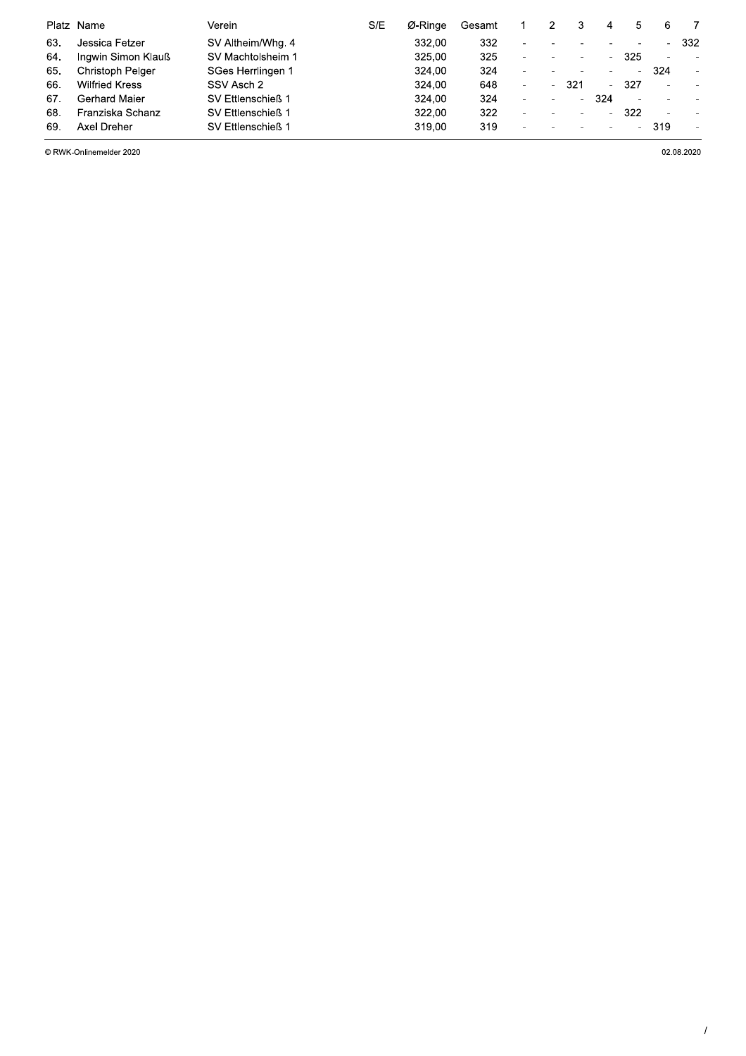| Platz | Name | Verein | S/E | Ø-Ringe | Gesamt | 1 | 2 | 3 | 4 | 5 | 6 | 7 |
|---|---|---|---|---|---|---|---|---|---|---|---|---|
| 63. | Jessica Fetzer | SV Altheim/Whg. 4 | | 332,00 | 332 | - | - | - | - | - | - | 332 |
| 64. | Ingwin Simon Klauß | SV Machtolsheim 1 | | 325,00 | 325 | - | - | - | - | 325 | - | - |
| 65. | Christoph Pelger | SGes Herrlingen 1 | | 324,00 | 324 | - | - | - | - | - | 324 | - |
| 66. | Wilfried Kress | SSV Asch 2 | | 324,00 | 648 | - | - | 321 | - | 327 | - | - |
| 67. | Gerhard Maier | SV Ettlenschieß 1 | | 324,00 | 324 | - | - | - | 324 | - | - | - |
| 68. | Franziska Schanz | SV Ettlenschieß 1 | | 322,00 | 322 | - | - | - | - | 322 | - | - |
| 69. | Axel Dreher | SV Ettlenschieß 1 | | 319,00 | 319 | - | - | - | - | - | 319 | - |

© RWK-Onlinemelder 2020

02.08.2020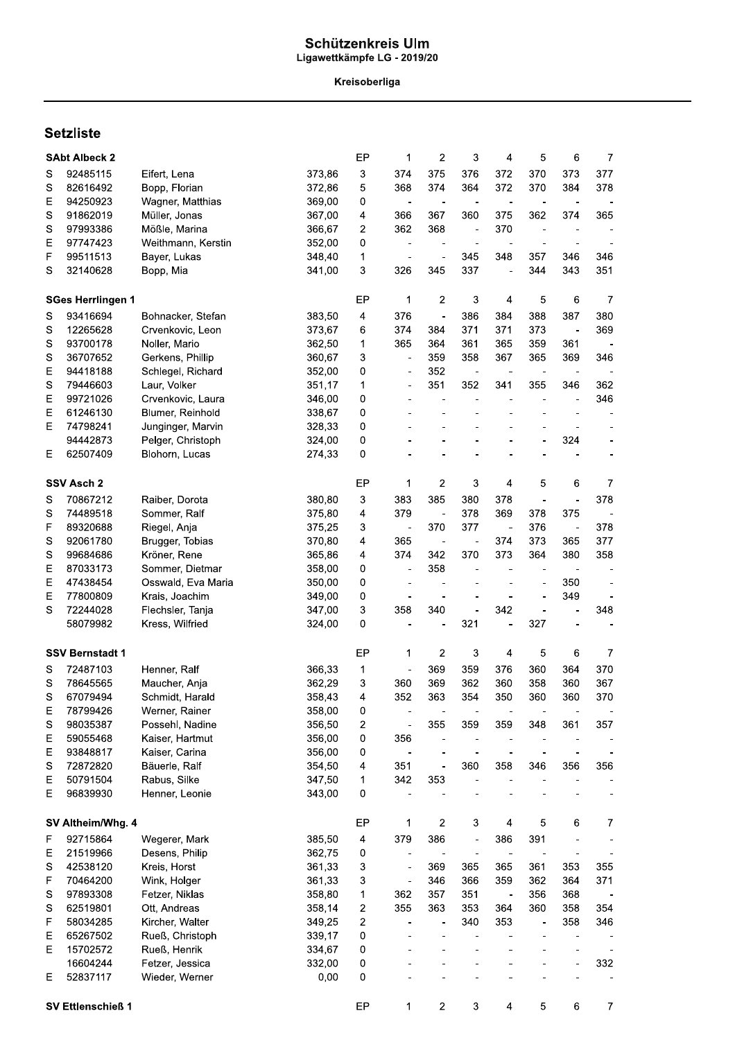# Schützenkreis Ulm

Ligawettkämpfe LG - 2019/20

Kreisoberliga

## Setzliste

| | SAbt Albeck 2 | | | EP | 1 | 2 | 3 | 4 | 5 | 6 | 7 |
|---|---|---|---|---|---|---|---|---|---|---|---|
| S | 92485115 | Eifert, Lena | 373,86 | 3 | 374 | 375 | 376 | 372 | 370 | 373 | 377 |
| S | 82616492 | Bopp, Florian | 372,86 | 5 | 368 | 374 | 364 | 372 | 370 | 384 | 378 |
| E | 94250923 | Wagner, Matthias | 369,00 | 0 | - | - | - | - | - | - | - |
| S | 91862019 | Müller, Jonas | 367,00 | 4 | 366 | 367 | 360 | 375 | 362 | 374 | 365 |
| S | 97993386 | Mößle, Marina | 366,67 | 2 | 362 | 368 | - | 370 | - | - | - |
| E | 97747423 | Weithmann, Kerstin | 352,00 | 0 | - | - | - | - | - | - | - |
| F | 99511513 | Bayer, Lukas | 348,40 | 1 | - | - | 345 | 348 | 357 | 346 | 346 |
| S | 32140628 | Bopp, Mia | 341,00 | 3 | 326 | 345 | 337 | - | 344 | 343 | 351 |

| | SGes Herrlingen 1 | | | EP | 1 | 2 | 3 | 4 | 5 | 6 | 7 |
|---|---|---|---|---|---|---|---|---|---|---|---|
| S | 93416694 | Bohnacker, Stefan | 383,50 | 4 | 376 | - | 386 | 384 | 388 | 387 | 380 |
| S | 12265628 | Crvenkovic, Leon | 373,67 | 6 | 374 | 384 | 371 | 371 | 373 | - | 369 |
| S | 93700178 | Noller, Mario | 362,50 | 1 | 365 | 364 | 361 | 365 | 359 | 361 | - |
| S | 36707652 | Gerkens, Phillip | 360,67 | 3 | - | 359 | 358 | 367 | 365 | 369 | 346 |
| E | 94418188 | Schlegel, Richard | 352,00 | 0 | - | 352 | - | - | - | - | - |
| S | 79446603 | Laur, Volker | 351,17 | 1 | - | 351 | 352 | 341 | 355 | 346 | 362 |
| E | 99721026 | Crvenkovic, Laura | 346,00 | 0 | - | - | - | - | - | - | 346 |
| E | 61246130 | Blumer, Reinhold | 338,67 | 0 | - | - | - | - | - | - | - |
| E | 74798241 | Junginger, Marvin | 328,33 | 0 | - | - | - | - | - | - | - |
| | 94442873 | Pelger, Christoph | 324,00 | 0 | - | - | - | - | - | 324 | - |
| E | 62507409 | Blohorn, Lucas | 274,33 | 0 | - | - | - | - | - | - | - |

| | SSV Asch 2 | | | EP | 1 | 2 | 3 | 4 | 5 | 6 | 7 |
|---|---|---|---|---|---|---|---|---|---|---|---|
| S | 70867212 | Raiber, Dorota | 380,80 | 3 | 383 | 385 | 380 | 378 | - | - | 378 |
| S | 74489518 | Sommer, Ralf | 375,80 | 4 | 379 | - | 378 | 369 | 378 | 375 | - |
| F | 89320688 | Riegel, Anja | 375,25 | 3 | - | 370 | 377 | - | 376 | - | 378 |
| S | 92061780 | Brugger, Tobias | 370,80 | 4 | 365 | - | - | 374 | 373 | 365 | 377 |
| S | 99684686 | Kröner, Rene | 365,86 | 4 | 374 | 342 | 370 | 373 | 364 | 380 | 358 |
| E | 87033173 | Sommer, Dietmar | 358,00 | 0 | - | 358 | - | - | - | - | - |
| E | 47438454 | Osswald, Eva Maria | 350,00 | 0 | - | - | - | - | - | 350 | - |
| E | 77800809 | Krais, Joachim | 349,00 | 0 | - | - | - | - | - | 349 | - |
| S | 72244028 | Flechsler, Tanja | 347,00 | 3 | 358 | 340 | - | 342 | - | - | 348 |
| | 58079982 | Kress, Wilfried | 324,00 | 0 | - | - | 321 | - | 327 | - | - |

| | SSV Bernstadt 1 | | | EP | 1 | 2 | 3 | 4 | 5 | 6 | 7 |
|---|---|---|---|---|---|---|---|---|---|---|---|
| S | 72487103 | Henner, Ralf | 366,33 | 1 | - | 369 | 359 | 376 | 360 | 364 | 370 |
| S | 78645565 | Maucher, Anja | 362,29 | 3 | 360 | 369 | 362 | 360 | 358 | 360 | 367 |
| S | 67079494 | Schmidt, Harald | 358,43 | 4 | 352 | 363 | 354 | 350 | 360 | 360 | 370 |
| E | 78799426 | Werner, Rainer | 358,00 | 0 | - | - | - | - | - | - | - |
| S | 98035387 | Possehl, Nadine | 356,50 | 2 | - | 355 | 359 | 359 | 348 | 361 | 357 |
| E | 59055468 | Kaiser, Hartmut | 356,00 | 0 | 356 | - | - | - | - | - | - |
| E | 93848817 | Kaiser, Carina | 356,00 | 0 | - | - | - | - | - | - | - |
| S | 72872820 | Bäuerle, Ralf | 354,50 | 4 | 351 | - | 360 | 358 | 346 | 356 | 356 |
| E | 50791504 | Rabus, Silke | 347,50 | 1 | 342 | 353 | - | - | - | - | - |
| E | 96839930 | Henner, Leonie | 343,00 | 0 | - | - | - | - | - | - | - |

| | SV Altheim/Whg. 4 | | | EP | 1 | 2 | 3 | 4 | 5 | 6 | 7 |
|---|---|---|---|---|---|---|---|---|---|---|---|
| F | 92715864 | Wegerer, Mark | 385,50 | 4 | 379 | 386 | - | 386 | 391 | - | - |
| E | 21519966 | Desens, Philip | 362,75 | 0 | - | - | - | - | - | - | - |
| S | 42538120 | Kreis, Horst | 361,33 | 3 | - | 369 | 365 | 365 | 361 | 353 | 355 |
| F | 70464200 | Wink, Holger | 361,33 | 3 | - | 346 | 366 | 359 | 362 | 364 | 371 |
| S | 97893308 | Fetzer, Niklas | 358,80 | 1 | 362 | 357 | 351 | - | 356 | 368 | - |
| S | 62519801 | Ott, Andreas | 358,14 | 2 | 355 | 363 | 353 | 364 | 360 | 358 | 354 |
| F | 58034285 | Kircher, Walter | 349,25 | 2 | - | - | 340 | 353 | - | 358 | 346 |
| E | 65267502 | Rueß, Christoph | 339,17 | 0 | - | - | - | - | - | - | - |
| E | 15702572 | Rueß, Henrik | 334,67 | 0 | - | - | - | - | - | - | - |
| | 16604244 | Fetzer, Jessica | 332,00 | 0 | - | - | - | - | - | - | 332 |
| E | 52837117 | Wieder, Werner | 0,00 | 0 | - | - | - | - | - | - | - |

| | SV Ettlenschieß 1 | | | EP | 1 | 2 | 3 | 4 | 5 | 6 | 7 |
|---|---|---|---|---|---|---|---|---|---|---|---|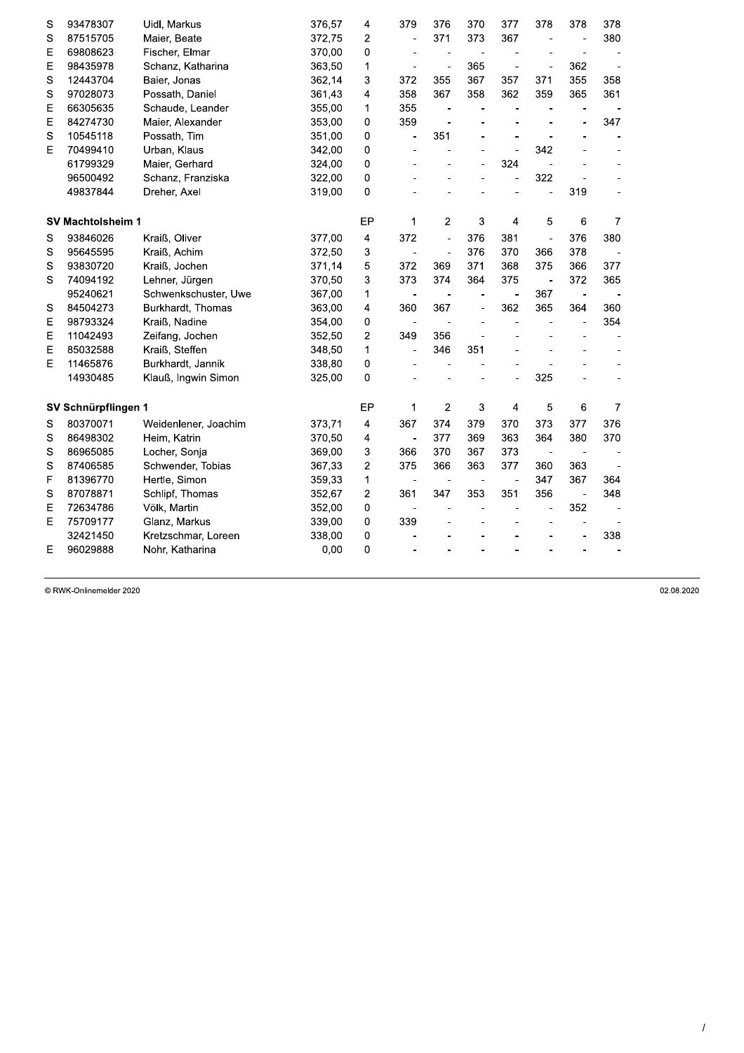| | | | | | | | | | | | | |
|---|---|---|---|---|---|---|---|---|---|---|---|---|
| S | 93478307 | Uidl, Markus | 376,57 | 4 | 379 | 376 | 370 | 377 | 378 | 378 | 378 |
| S | 87515705 | Maier, Beate | 372,75 | 2 | - | 371 | 373 | 367 | - | - | 380 |
| E | 69808623 | Fischer, Elmar | 370,00 | 0 | - | - | - | - | - | - | - |
| E | 98435978 | Schanz, Katharina | 363,50 | 1 | - | - | 365 | - | - | 362 | - |
| S | 12443704 | Baier, Jonas | 362,14 | 3 | 372 | 355 | 367 | 357 | 371 | 355 | 358 |
| S | 97028073 | Possath, Daniel | 361,43 | 4 | 358 | 367 | 358 | 362 | 359 | 365 | 361 |
| E | 66305635 | Schaude, Leander | 355,00 | 1 | 355 | - | - | - | - | - | - |
| E | 84274730 | Maier, Alexander | 353,00 | 0 | 359 | - | - | - | - | - | 347 |
| S | 10545118 | Possath, Tim | 351,00 | 0 | - | 351 | - | - | - | - | - |
| E | 70499410 | Urban, Klaus | 342,00 | 0 | - | - | - | - | 342 | - | - |
| | 61799329 | Maier, Gerhard | 324,00 | 0 | - | - | - | 324 | - | - | - |
| | 96500492 | Schanz, Franziska | 322,00 | 0 | - | - | - | - | 322 | - | - |
| | 49837844 | Dreher, Axel | 319,00 | 0 | - | - | - | - | - | 319 | - |

| SV Machtolsheim 1 | | | | EP | 1 | 2 | 3 | 4 | 5 | 6 | 7 |
|---|---|---|---|---|---|---|---|---|---|---|---|
| S | 93846026 | Kraiß, Oliver | 377,00 | 4 | 372 | - | 376 | 381 | - | 376 | 380 |
| S | 95645595 | Kraiß, Achim | 372,50 | 3 | - | - | 376 | 370 | 366 | 378 | - |
| S | 93830720 | Kraiß, Jochen | 371,14 | 5 | 372 | 369 | 371 | 368 | 375 | 366 | 377 |
| S | 74094192 | Lehner, Jürgen | 370,50 | 3 | 373 | 374 | 364 | 375 | - | 372 | 365 |
| | 95240621 | Schwenkschuster, Uwe | 367,00 | 1 | - | - | - | - | 367 | - | - |
| S | 84504273 | Burkhardt, Thomas | 363,00 | 4 | 360 | 367 | - | 362 | 365 | 364 | 360 |
| E | 98793324 | Kraiß, Nadine | 354,00 | 0 | - | - | - | - | - | - | 354 |
| E | 11042493 | Zeifang, Jochen | 352,50 | 2 | 349 | 356 | - | - | - | - | - |
| E | 85032588 | Kraiß, Steffen | 348,50 | 1 | - | 346 | 351 | - | - | - | - |
| E | 11465876 | Burkhardt, Jannik | 338,80 | 0 | - | - | - | - | - | - | - |
| | 14930485 | Klauß, Ingwin Simon | 325,00 | 0 | - | - | - | - | 325 | - | - |

| SV Schnürpflingen 1 | | | | EP | 1 | 2 | 3 | 4 | 5 | 6 | 7 |
|---|---|---|---|---|---|---|---|---|---|---|---|
| S | 80370071 | Weidenlener, Joachim | 373,71 | 4 | 367 | 374 | 379 | 370 | 373 | 377 | 376 |
| S | 86498302 | Heim, Katrin | 370,50 | 4 | - | 377 | 369 | 363 | 364 | 380 | 370 |
| S | 86965085 | Locher, Sonja | 369,00 | 3 | 366 | 370 | 367 | 373 | - | - | - |
| S | 87406585 | Schwender, Tobias | 367,33 | 2 | 375 | 366 | 363 | 377 | 360 | 363 | - |
| F | 81396770 | Hertle, Simon | 359,33 | 1 | - | - | - | - | 347 | 367 | 364 |
| S | 87078871 | Schlipf, Thomas | 352,67 | 2 | 361 | 347 | 353 | 351 | 356 | - | 348 |
| E | 72634786 | Völk, Martin | 352,00 | 0 | - | - | - | - | - | 352 | - |
| E | 75709177 | Glanz, Markus | 339,00 | 0 | 339 | - | - | - | - | - | - |
| | 32421450 | Kretzschmar, Loreen | 338,00 | 0 | - | - | - | - | - | - | 338 |
| E | 96029888 | Nohr, Katharina | 0,00 | 0 | - | - | - | - | - | - | - |

© RWK-Onlinemelder 2020

02.08.2020